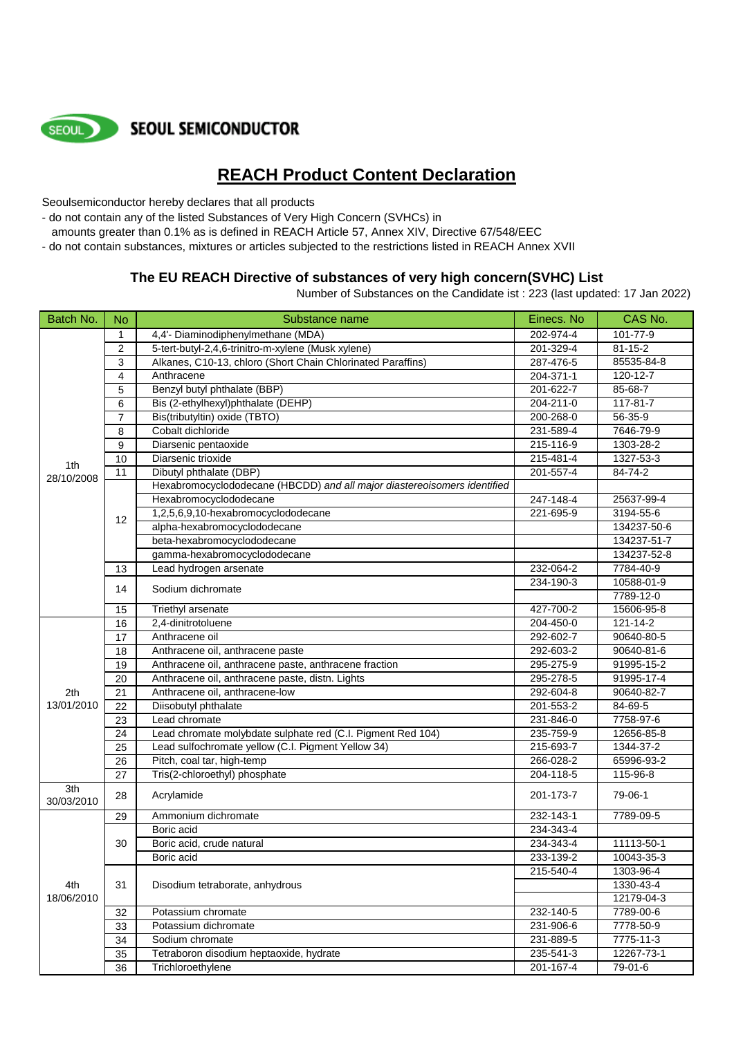SEOUL SEMICONDUCTOR

# REACH Product Content Declaration

Seoulsemiconductor hereby declares that all products
- do not contain any of the listed Substances of Very High Concern (SVHCs) in amounts greater than 0.1% as is defined in REACH Article 57, Annex XIV, Directive 67/548/EEC
- do not contain substances, mixtures or articles subjected to the restrictions listed in REACH Annex XVII

## The EU REACH Directive of substances of very high concern(SVHC) List

Number of Substances on the Candidate ist : 223 (last updated: 17 Jan 2022)

| Batch No. | No | Substance name | Einecs. No | CAS No. |
|---|---|---|---|---|
| 1th 28/10/2008 | 1 | 4,4'- Diaminodiphenylmethane (MDA) | 202-974-4 | 101-77-9 |
| | 2 | 5-tert-butyl-2,4,6-trinitro-m-xylene (Musk xylene) | 201-329-4 | 81-15-2 |
| | 3 | Alkanes, C10-13, chloro (Short Chain Chlorinated Paraffins) | 287-476-5 | 85535-84-8 |
| | 4 | Anthracene | 204-371-1 | 120-12-7 |
| | 5 | Benzyl butyl phthalate (BBP) | 201-622-7 | 85-68-7 |
| | 6 | Bis (2-ethylhexyl)phthalate (DEHP) | 204-211-0 | 117-81-7 |
| | 7 | Bis(tributyltin) oxide (TBTO) | 200-268-0 | 56-35-9 |
| | 8 | Cobalt dichloride | 231-589-4 | 7646-79-9 |
| | 9 | Diarsenic pentaoxide | 215-116-9 | 1303-28-2 |
| | 10 | Diarsenic trioxide | 215-481-4 | 1327-53-3 |
| | 11 | Dibutyl phthalate (DBP) | 201-557-4 | 84-74-2 |
| | 12 | Hexabromocyclododecane (HBCDD) *and all major diastereoisomers identified* | | |
| | | Hexabromocyclododecane | 247-148-4 | 25637-99-4 |
| | | 1,2,5,6,9,10-hexabromocyclododecane | 221-695-9 | 3194-55-6 |
| | | alpha-hexabromocyclododecane | | 134237-50-6 |
| | | beta-hexabromocyclododecane | | 134237-51-7 |
| | | gamma-hexabromocyclododecane | | 134237-52-8 |
| | 13 | Lead hydrogen arsenate | 232-064-2 | 7784-40-9 |
| | 14 | Sodium dichromate | 234-190-3 | 10588-01-9 |
| | | | | 7789-12-0 |
| | 15 | Triethyl arsenate | 427-700-2 | 15606-95-8 |
| 2th 13/01/2010 | 16 | 2,4-dinitrotoluene | 204-450-0 | 121-14-2 |
| | 17 | Anthracene oil | 292-602-7 | 90640-80-5 |
| | 18 | Anthracene oil, anthracene paste | 292-603-2 | 90640-81-6 |
| | 19 | Anthracene oil, anthracene paste, anthracene fraction | 295-275-9 | 91995-15-2 |
| | 20 | Anthracene oil, anthracene paste, distn. Lights | 295-278-5 | 91995-17-4 |
| | 21 | Anthracene oil, anthracene-low | 292-604-8 | 90640-82-7 |
| | 22 | Diisobutyl phthalate | 201-553-2 | 84-69-5 |
| | 23 | Lead chromate | 231-846-0 | 7758-97-6 |
| | 24 | Lead chromate molybdate sulphate red (C.I. Pigment Red 104) | 235-759-9 | 12656-85-8 |
| | 25 | Lead sulfochromate yellow (C.I. Pigment Yellow 34) | 215-693-7 | 1344-37-2 |
| | 26 | Pitch, coal tar, high-temp | 266-028-2 | 65996-93-2 |
| | 27 | Tris(2-chloroethyl) phosphate | 204-118-5 | 115-96-8 |
| 3th 30/03/2010 | 28 | Acrylamide | 201-173-7 | 79-06-1 |
| 4th 18/06/2010 | 29 | Ammonium dichromate | 232-143-1 | 7789-09-5 |
| | 30 | Boric acid | 234-343-4 | |
| | | Boric acid, crude natural | 234-343-4 | 11113-50-1 |
| | | Boric acid | 233-139-2 | 10043-35-3 |
| | 31 | Disodium tetraborate, anhydrous | 215-540-4 | 1303-96-4 |
| | | | | 1330-43-4 |
| | | | | 12179-04-3 |
| | 32 | Potassium chromate | 232-140-5 | 7789-00-6 |
| | 33 | Potassium dichromate | 231-906-6 | 7778-50-9 |
| | 34 | Sodium chromate | 231-889-5 | 7775-11-3 |
| | 35 | Tetraboron disodium heptaoxide, hydrate | 235-541-3 | 12267-73-1 |
| | 36 | Trichloroethylene | 201-167-4 | 79-01-6 |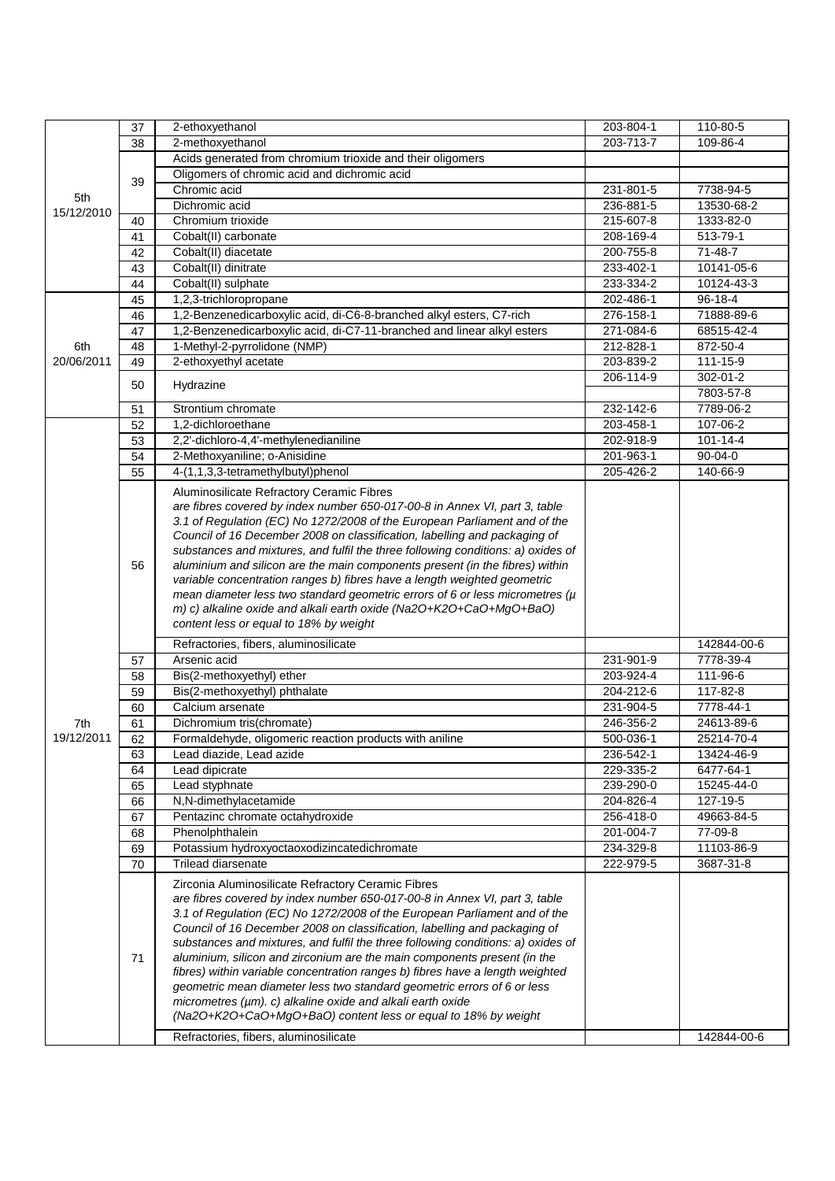| | | | | |
|---|---|---|---|---|
| 5th 15/12/2010 | 37 | 2-ethoxyethanol | 203-804-1 | 110-80-5 |
| | 38 | 2-methoxyethanol | 203-713-7 | 109-86-4 |
| | 39 | Acids generated from chromium trioxide and their oligomers | | |
| | | Oligomers of chromic acid and dichromic acid | | |
| | | Chromic acid | 231-801-5 | 7738-94-5 |
| | | Dichromic acid | 236-881-5 | 13530-68-2 |
| | 40 | Chromium trioxide | 215-607-8 | 1333-82-0 |
| | 41 | Cobalt(II) carbonate | 208-169-4 | 513-79-1 |
| | 42 | Cobalt(II) diacetate | 200-755-8 | 71-48-7 |
| | 43 | Cobalt(II) dinitrate | 233-402-1 | 10141-05-6 |
| | 44 | Cobalt(II) sulphate | 233-334-2 | 10124-43-3 |
| 6th 20/06/2011 | 45 | 1,2,3-trichloropropane | 202-486-1 | 96-18-4 |
| | 46 | 1,2-Benzenedicarboxylic acid, di-C6-8-branched alkyl esters, C7-rich | 276-158-1 | 71888-89-6 |
| | 47 | 1,2-Benzenedicarboxylic acid, di-C7-11-branched and linear alkyl esters | 271-084-6 | 68515-42-4 |
| | 48 | 1-Methyl-2-pyrrolidone (NMP) | 212-828-1 | 872-50-4 |
| | 49 | 2-ethoxyethyl acetate | 203-839-2 | 111-15-9 |
| | 50 | Hydrazine | 206-114-9 | 302-01-2 |
| | | | | 7803-57-8 |
| | 51 | Strontium chromate | 232-142-6 | 7789-06-2 |
| 7th 19/12/2011 | 52 | 1,2-dichloroethane | 203-458-1 | 107-06-2 |
| | 53 | 2,2'-dichloro-4,4'-methylenedianiline | 202-918-9 | 101-14-4 |
| | 54 | 2-Methoxyaniline; o-Anisidine | 201-963-1 | 90-04-0 |
| | 55 | 4-(1,1,3,3-tetramethylbutyl)phenol | 205-426-2 | 140-66-9 |
| | 56 | Aluminosilicate Refractory Ceramic Fibres *are fibres covered by index number 650-017-00-8 in Annex VI, part 3, table 3.1 of Regulation (EC) No 1272/2008 of the European Parliament and of the Council of 16 December 2008 on classification, labelling and packaging of substances and mixtures, and fulfil the three following conditions: a) oxides of aluminium and silicon are the main components present (in the fibres) within variable concentration ranges b) fibres have a length weighted geometric mean diameter less two standard geometric errors of 6 or less micrometres (μ m) c) alkaline oxide and alkali earth oxide (Na2O+K2O+CaO+MgO+BaO) content less or equal to 18% by weight* | | |
| | | Refractories, fibers, aluminosilicate | | 142844-00-6 |
| | 57 | Arsenic acid | 231-901-9 | 7778-39-4 |
| | 58 | Bis(2-methoxyethyl) ether | 203-924-4 | 111-96-6 |
| | 59 | Bis(2-methoxyethyl) phthalate | 204-212-6 | 117-82-8 |
| | 60 | Calcium arsenate | 231-904-5 | 7778-44-1 |
| | 61 | Dichromium tris(chromate) | 246-356-2 | 24613-89-6 |
| | 62 | Formaldehyde, oligomeric reaction products with aniline | 500-036-1 | 25214-70-4 |
| | 63 | Lead diazide, Lead azide | 236-542-1 | 13424-46-9 |
| | 64 | Lead dipicrate | 229-335-2 | 6477-64-1 |
| | 65 | Lead styphnate | 239-290-0 | 15245-44-0 |
| | 66 | N,N-dimethylacetamide | 204-826-4 | 127-19-5 |
| | 67 | Pentazinc chromate octahydroxide | 256-418-0 | 49663-84-5 |
| | 68 | Phenolphthalein | 201-004-7 | 77-09-8 |
| | 69 | Potassium hydroxyoctaoxodizincatedichromate | 234-329-8 | 11103-86-9 |
| | 70 | Trilead diarsenate | 222-979-5 | 3687-31-8 |
| | 71 | Zirconia Aluminosilicate Refractory Ceramic Fibres *are fibres covered by index number 650-017-00-8 in Annex VI, part 3, table 3.1 of Regulation (EC) No 1272/2008 of the European Parliament and of the Council of 16 December 2008 on classification, labelling and packaging of substances and mixtures, and fulfil the three following conditions: a) oxides of aluminium, silicon and zirconium are the main components present (in the fibres) within variable concentration ranges b) fibres have a length weighted geometric mean diameter less two standard geometric errors of 6 or less micrometres (μm). c) alkaline oxide and alkali earth oxide (Na2O+K2O+CaO+MgO+BaO) content less or equal to 18% by weight* | | |
| | | Refractories, fibers, aluminosilicate | | 142844-00-6 |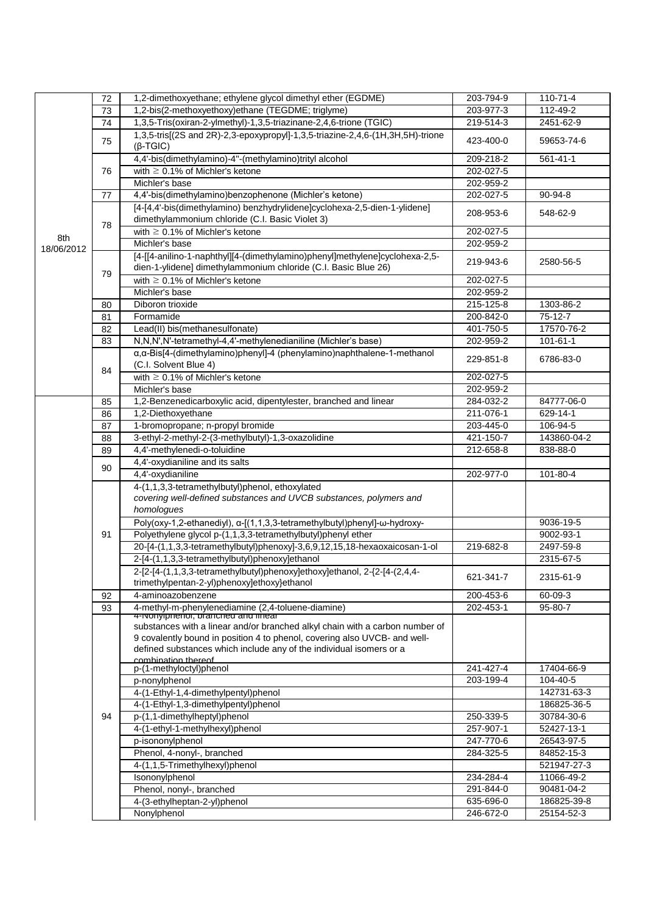| | | | | |
|---|---|---|---|---|
| 8th 18/06/2012 | 72 | 1,2-dimethoxyethane; ethylene glycol dimethyl ether (EGDME) | 203-794-9 | 110-71-4 |
| | 73 | 1,2-bis(2-methoxyethoxy)ethane (TEGDME; triglyme) | 203-977-3 | 112-49-2 |
| | 74 | 1,3,5-Tris(oxiran-2-ylmethyl)-1,3,5-triazinane-2,4,6-trione (TGIC) | 219-514-3 | 2451-62-9 |
| | 75 | 1,3,5-tris[(2S and 2R)-2,3-epoxypropyl]-1,3,5-triazine-2,4,6-(1H,3H,5H)-trione (β-TGIC) | 423-400-0 | 59653-74-6 |
| | 76 | 4,4'-bis(dimethylamino)-4''-(methylamino)trityl alcohol | 209-218-2 | 561-41-1 |
| | | with ≥ 0.1% of Michler's ketone | 202-027-5 | |
| | | Michler's base | 202-959-2 | |
| | 77 | 4,4'-bis(dimethylamino)benzophenone (Michler's ketone) | 202-027-5 | 90-94-8 |
| | 78 | [4-[4,4'-bis(dimethylamino) benzhydrylidene]cyclohexa-2,5-dien-1-ylidene] dimethylammonium chloride (C.I. Basic Violet 3) | 208-953-6 | 548-62-9 |
| | | with ≥ 0.1% of Michler's ketone | 202-027-5 | |
| | | Michler's base | 202-959-2 | |
| | 79 | [4-[[4-anilino-1-naphthyl][4-(dimethylamino)phenyl]methylene]cyclohexa-2,5-dien-1-ylidene] dimethylammonium chloride (C.I. Basic Blue 26) | 219-943-6 | 2580-56-5 |
| | | with ≥ 0.1% of Michler's ketone | 202-027-5 | |
| | | Michler's base | 202-959-2 | |
| | 80 | Diboron trioxide | 215-125-8 | 1303-86-2 |
| | 81 | Formamide | 200-842-0 | 75-12-7 |
| | 82 | Lead(II) bis(methanesulfonate) | 401-750-5 | 17570-76-2 |
| | 83 | N,N,N',N'-tetramethyl-4,4'-methylenedianiline (Michler's base) | 202-959-2 | 101-61-1 |
| | 84 | α,α-Bis[4-(dimethylamino)phenyl]-4 (phenylamino)naphthalene-1-methanol (C.I. Solvent Blue 4) | 229-851-8 | 6786-83-0 |
| | | with ≥ 0.1% of Michler's ketone | 202-027-5 | |
| | | Michler's base | 202-959-2 | |
| | 85 | 1,2-Benzenedicarboxylic acid, dipentylester, branched and linear | 284-032-2 | 84777-06-0 |
| | 86 | 1,2-Diethoxyethane | 211-076-1 | 629-14-1 |
| | 87 | 1-bromopropane; n-propyl bromide | 203-445-0 | 106-94-5 |
| | 88 | 3-ethyl-2-methyl-2-(3-methylbutyl)-1,3-oxazolidine | 421-150-7 | 143860-04-2 |
| | 89 | 4,4'-methylenedi-o-toluidine | 212-658-8 | 838-88-0 |
| | 90 | 4,4'-oxydianiline and its salts | | |
| | | 4,4'-oxydianiline | 202-977-0 | 101-80-4 |
| | 91 | 4-(1,1,3,3-tetramethylbutyl)phenol, ethoxylated *covering well-defined substances and UVCB substances, polymers and homologues* | | |
| | | Poly(oxy-1,2-ethanediyl), α-[(1,1,3,3-tetramethylbutyl)phenyl]-ω-hydroxy- | | 9036-19-5 |
| | | Polyethylene glycol p-(1,1,3,3-tetramethylbutyl)phenyl ether | | 9002-93-1 |
| | | 20-[4-(1,1,3,3-tetramethylbutyl)phenoxy]-3,6,9,12,15,18-hexaoxaicosan-1-ol | 219-682-8 | 2497-59-8 |
| | | 2-[4-(1,1,3,3-tetramethylbutyl)phenoxy]ethanol | | 2315-67-5 |
| | | 2-[2-[4-(1,1,3,3-tetramethylbutyl)phenoxy]ethoxy]ethanol, 2-{2-[4-(2,4,4-trimethylpentan-2-yl)phenoxy]ethoxy}ethanol | 621-341-7 | 2315-61-9 |
| | 92 | 4-aminoazobenzene | 200-453-6 | 60-09-3 |
| | 93 | 4-methyl-m-phenylenediamine (2,4-toluene-diamine) | 202-453-1 | 95-80-7 |
| | 94 | 4-Nonylphenol, branched and linear substances with a linear and/or branched alkyl chain with a carbon number of 9 covalently bound in position 4 to phenol, covering also UVCB- and well-defined substances which include any of the individual isomers or a combination thereof | | |
| | | p-(1-methyloctyl)phenol | 241-427-4 | 17404-66-9 |
| | | p-nonylphenol | 203-199-4 | 104-40-5 |
| | | 4-(1-Ethyl-1,4-dimethylpentyl)phenol | | 142731-63-3 |
| | | 4-(1-Ethyl-1,3-dimethylpentyl)phenol | | 186825-36-5 |
| | | p-(1,1-dimethylheptyl)phenol | 250-339-5 | 30784-30-6 |
| | | 4-(1-ethyl-1-methylhexyl)phenol | 257-907-1 | 52427-13-1 |
| | | p-isononylphenol | 247-770-6 | 26543-97-5 |
| | | Phenol, 4-nonyl-, branched | 284-325-5 | 84852-15-3 |
| | | 4-(1,1,5-Trimethylhexyl)phenol | | 521947-27-3 |
| | | Isononylphenol | 234-284-4 | 11066-49-2 |
| | | Phenol, nonyl-, branched | 291-844-0 | 90481-04-2 |
| | | 4-(3-ethylheptan-2-yl)phenol | 635-696-0 | 186825-39-8 |
| | | Nonylphenol | 246-672-0 | 25154-52-3 |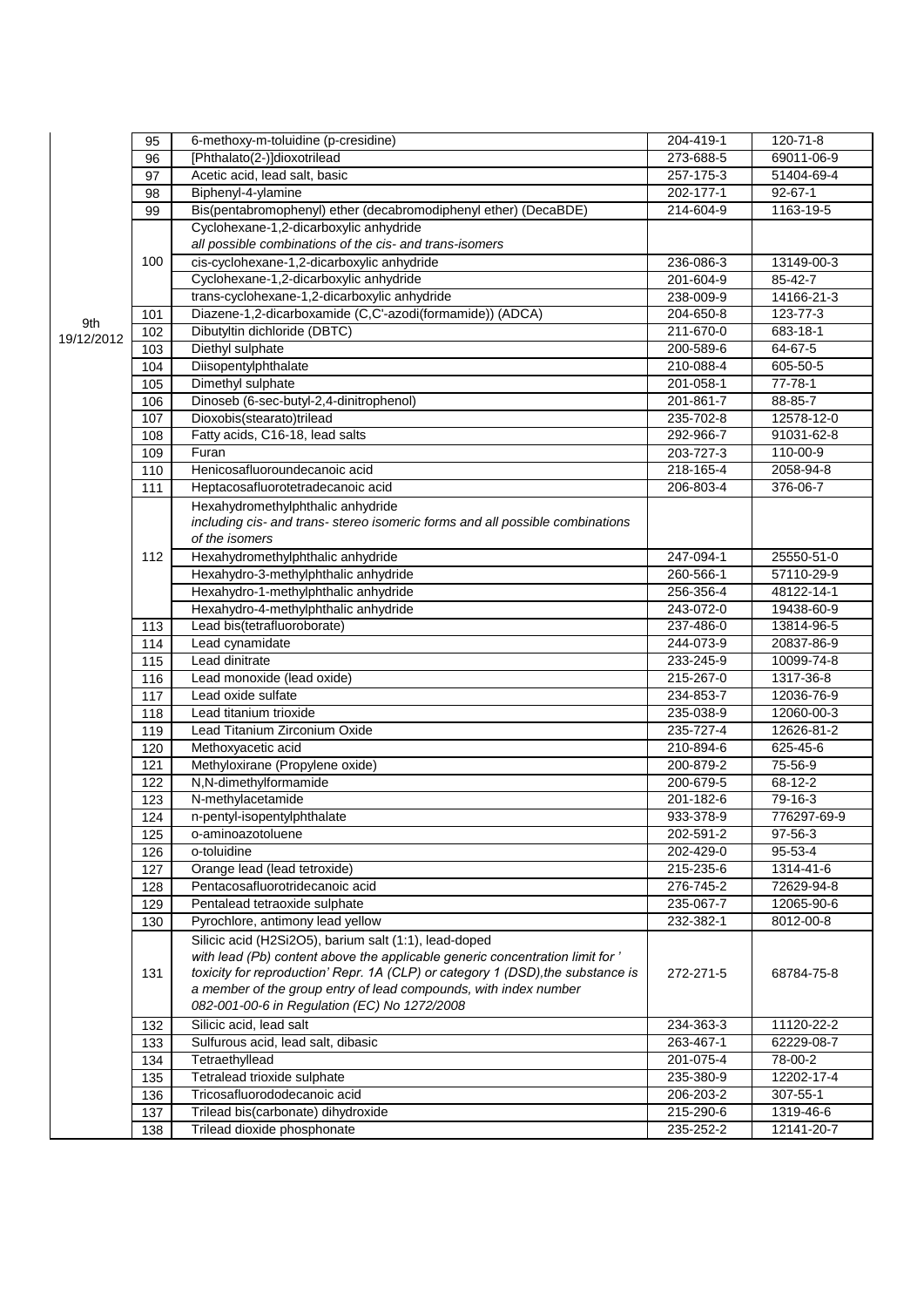|  |  |  |  |  |
|---|---|---|---|---|
| 9th 19/12/2012 | 95 | 6-methoxy-m-toluidine (p-cresidine) | 204-419-1 | 120-71-8 |
|  | 96 | [Phthalato(2-)]dioxotrilead | 273-688-5 | 69011-06-9 |
|  | 97 | Acetic acid, lead salt, basic | 257-175-3 | 51404-69-4 |
|  | 98 | Biphenyl-4-ylamine | 202-177-1 | 92-67-1 |
|  | 99 | Bis(pentabromophenyl) ether (decabromodiphenyl ether) (DecaBDE) | 214-604-9 | 1163-19-5 |
|  | 100 | Cyclohexane-1,2-dicarboxylic anhydride<br>*all possible combinations of the cis- and trans-isomers* |  |  |
|  |  | cis-cyclohexane-1,2-dicarboxylic anhydride | 236-086-3 | 13149-00-3 |
|  |  | Cyclohexane-1,2-dicarboxylic anhydride | 201-604-9 | 85-42-7 |
|  |  | trans-cyclohexane-1,2-dicarboxylic anhydride | 238-009-9 | 14166-21-3 |
|  | 101 | Diazene-1,2-dicarboxamide (C,C'-azodi(formamide)) (ADCA) | 204-650-8 | 123-77-3 |
|  | 102 | Dibutyltin dichloride (DBTC) | 211-670-0 | 683-18-1 |
|  | 103 | Diethyl sulphate | 200-589-6 | 64-67-5 |
|  | 104 | Diisopentylphthalate | 210-088-4 | 605-50-5 |
|  | 105 | Dimethyl sulphate | 201-058-1 | 77-78-1 |
|  | 106 | Dinoseb (6-sec-butyl-2,4-dinitrophenol) | 201-861-7 | 88-85-7 |
|  | 107 | Dioxobis(stearato)trilead | 235-702-8 | 12578-12-0 |
|  | 108 | Fatty acids, C16-18, lead salts | 292-966-7 | 91031-62-8 |
|  | 109 | Furan | 203-727-3 | 110-00-9 |
|  | 110 | Henicosafluoroundecanoic acid | 218-165-4 | 2058-94-8 |
|  | 111 | Heptacosafluorotetradecanoic acid | 206-803-4 | 376-06-7 |
|  | 112 | Hexahydromethylphthalic anhydride<br>*including cis- and trans- stereo isomeric forms and all possible combinations of the isomers* |  |  |
|  |  | Hexahydromethylphthalic anhydride | 247-094-1 | 25550-51-0 |
|  |  | Hexahydro-3-methylphthalic anhydride | 260-566-1 | 57110-29-9 |
|  |  | Hexahydro-1-methylphthalic anhydride | 256-356-4 | 48122-14-1 |
|  |  | Hexahydro-4-methylphthalic anhydride | 243-072-0 | 19438-60-9 |
|  | 113 | Lead bis(tetrafluoroborate) | 237-486-0 | 13814-96-5 |
|  | 114 | Lead cynamidate | 244-073-9 | 20837-86-9 |
|  | 115 | Lead dinitrate | 233-245-9 | 10099-74-8 |
|  | 116 | Lead monoxide (lead oxide) | 215-267-0 | 1317-36-8 |
|  | 117 | Lead oxide sulfate | 234-853-7 | 12036-76-9 |
|  | 118 | Lead titanium trioxide | 235-038-9 | 12060-00-3 |
|  | 119 | Lead Titanium Zirconium Oxide | 235-727-4 | 12626-81-2 |
|  | 120 | Methoxyacetic acid | 210-894-6 | 625-45-6 |
|  | 121 | Methyloxirane (Propylene oxide) | 200-879-2 | 75-56-9 |
|  | 122 | N,N-dimethylformamide | 200-679-5 | 68-12-2 |
|  | 123 | N-methylacetamide | 201-182-6 | 79-16-3 |
|  | 124 | n-pentyl-isopentylphthalate | 933-378-9 | 776297-69-9 |
|  | 125 | o-aminoazotoluene | 202-591-2 | 97-56-3 |
|  | 126 | o-toluidine | 202-429-0 | 95-53-4 |
|  | 127 | Orange lead (lead tetroxide) | 215-235-6 | 1314-41-6 |
|  | 128 | Pentacosafluorotridecanoic acid | 276-745-2 | 72629-94-8 |
|  | 129 | Pentalead tetraoxide sulphate | 235-067-7 | 12065-90-6 |
|  | 130 | Pyrochlore, antimony lead yellow | 232-382-1 | 8012-00-8 |
|  | 131 | Silicic acid (H2Si2O5), barium salt (1:1), lead-doped<br>*with lead (Pb) content above the applicable generic concentration limit for 'toxicity for reproduction' Repr. 1A (CLP) or category 1 (DSD),the substance is a member of the group entry of lead compounds, with index number 082-001-00-6 in Regulation (EC) No 1272/2008* | 272-271-5 | 68784-75-8 |
|  | 132 | Silicic acid, lead salt | 234-363-3 | 11120-22-2 |
|  | 133 | Sulfurous acid, lead salt, dibasic | 263-467-1 | 62229-08-7 |
|  | 134 | Tetraethyllead | 201-075-4 | 78-00-2 |
|  | 135 | Tetralead trioxide sulphate | 235-380-9 | 12202-17-4 |
|  | 136 | Tricosafluorododecanoic acid | 206-203-2 | 307-55-1 |
|  | 137 | Trilead bis(carbonate) dihydroxide | 215-290-6 | 1319-46-6 |
|  | 138 | Trilead dioxide phosphonate | 235-252-2 | 12141-20-7 |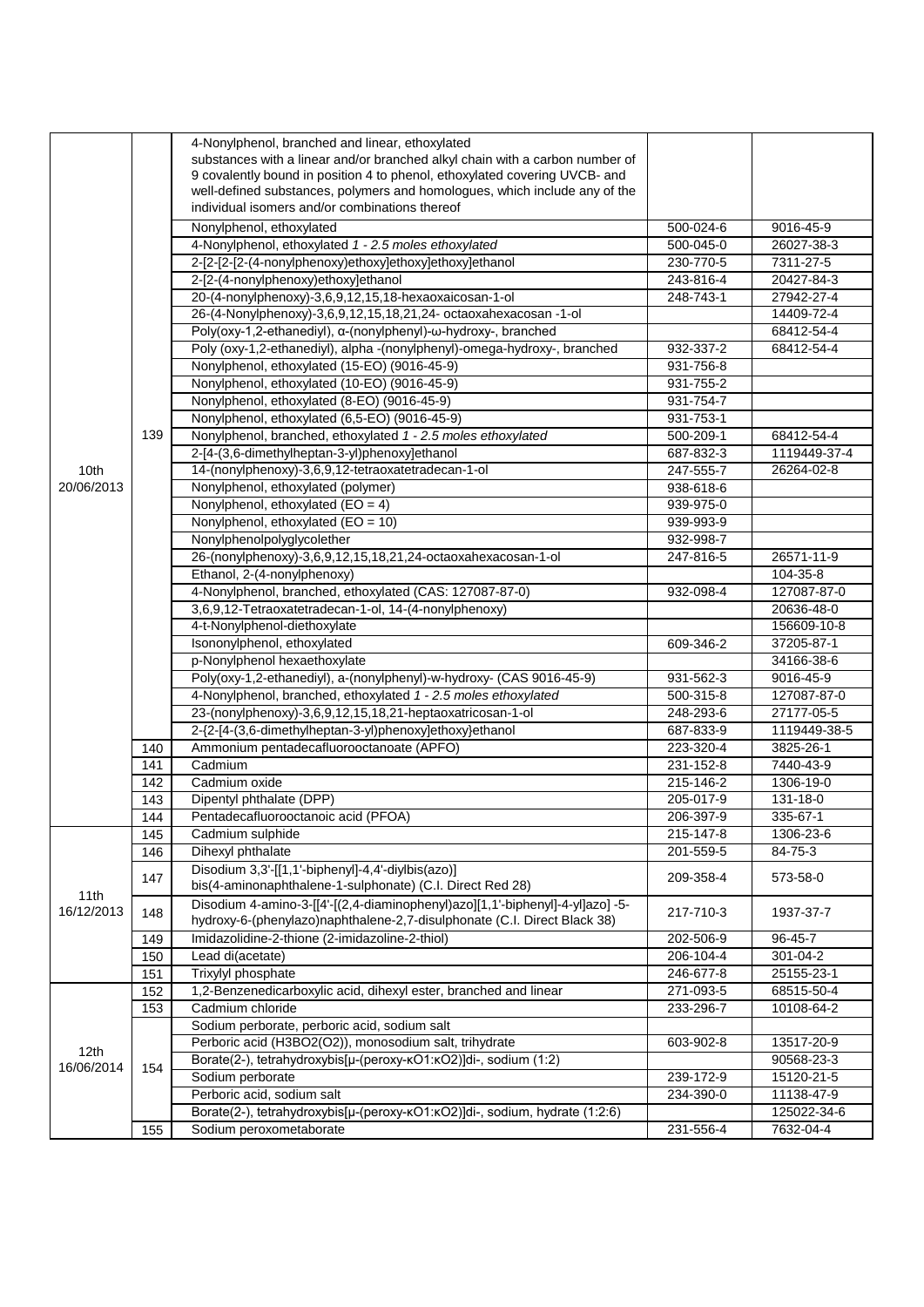|  |  |  |  |  |
|---|---|---|---|---|
| 10th 20/06/2013 | 139 | 4-Nonylphenol, branched and linear, ethoxylated substances with a linear and/or branched alkyl chain with a carbon number of 9 covalently bound in position 4 to phenol, ethoxylated covering UVCB- and well-defined substances, polymers and homologues, which include any of the individual isomers and/or combinations thereof |  |  |
|  |  | Nonylphenol, ethoxylated | 500-024-6 | 9016-45-9 |
|  |  | 4-Nonylphenol, ethoxylated *1 - 2.5 moles ethoxylated* | 500-045-0 | 26027-38-3 |
|  |  | 2-[2-[2-[2-(4-nonylphenoxy)ethoxy]ethoxy]ethoxy]ethanol | 230-770-5 | 7311-27-5 |
|  |  | 2-[2-(4-nonylphenoxy)ethoxy]ethanol | 243-816-4 | 20427-84-3 |
|  |  | 20-(4-nonylphenoxy)-3,6,9,12,15,18-hexaoxaicosan-1-ol | 248-743-1 | 27942-27-4 |
|  |  | 26-(4-Nonylphenoxy)-3,6,9,12,15,18,21,24- octaoxahexacosan -1-ol |  | 14409-72-4 |
|  |  | Poly(oxy-1,2-ethanediyl), α-(nonylphenyl)-ω-hydroxy-, branched |  | 68412-54-4 |
|  |  | Poly (oxy-1,2-ethanediyl), alpha -(nonylphenyl)-omega-hydroxy-, branched | 932-337-2 | 68412-54-4 |
|  |  | Nonylphenol, ethoxylated (15-EO) (9016-45-9) | 931-756-8 |  |
|  |  | Nonylphenol, ethoxylated (10-EO) (9016-45-9) | 931-755-2 |  |
|  |  | Nonylphenol, ethoxylated (8-EO) (9016-45-9) | 931-754-7 |  |
|  |  | Nonylphenol, ethoxylated (6,5-EO) (9016-45-9) | 931-753-1 |  |
|  |  | Nonylphenol, branched, ethoxylated *1 - 2.5 moles ethoxylated* | 500-209-1 | 68412-54-4 |
|  |  | 2-[4-(3,6-dimethylheptan-3-yl)phenoxy]ethanol | 687-832-3 | 1119449-37-4 |
|  |  | 14-(nonylphenoxy)-3,6,9,12-tetraoxatetradecan-1-ol | 247-555-7 | 26264-02-8 |
|  |  | Nonylphenol, ethoxylated (polymer) | 938-618-6 |  |
|  |  | Nonylphenol, ethoxylated (EO = 4) | 939-975-0 |  |
|  |  | Nonylphenol, ethoxylated (EO = 10) | 939-993-9 |  |
|  |  | Nonylphenolpolyglycolether | 932-998-7 |  |
|  |  | 26-(nonylphenoxy)-3,6,9,12,15,18,21,24-octaoxahexacosan-1-ol | 247-816-5 | 26571-11-9 |
|  |  | Ethanol, 2-(4-nonylphenoxy) |  | 104-35-8 |
|  |  | 4-Nonylphenol, branched, ethoxylated (CAS: 127087-87-0) | 932-098-4 | 127087-87-0 |
|  |  | 3,6,9,12-Tetraoxatetradecan-1-ol, 14-(4-nonylphenoxy) |  | 20636-48-0 |
|  |  | 4-t-Nonylphenol-diethoxylate |  | 156609-10-8 |
|  |  | Isononylphenol, ethoxylated | 609-346-2 | 37205-87-1 |
|  |  | p-Nonylphenol hexaethoxylate |  | 34166-38-6 |
|  |  | Poly(oxy-1,2-ethanediyl), a-(nonylphenyl)-w-hydroxy- (CAS 9016-45-9) | 931-562-3 | 9016-45-9 |
|  |  | 4-Nonylphenol, branched, ethoxylated *1 - 2.5 moles ethoxylated* | 500-315-8 | 127087-87-0 |
|  |  | 23-(nonylphenoxy)-3,6,9,12,15,18,21-heptaoxatricosan-1-ol | 248-293-6 | 27177-05-5 |
|  |  | 2-{2-[4-(3,6-dimethylheptan-3-yl)phenoxy]ethoxy}ethanol | 687-833-9 | 1119449-38-5 |
|  | 140 | Ammonium pentadecafluorooctanoate (APFO) | 223-320-4 | 3825-26-1 |
|  | 141 | Cadmium | 231-152-8 | 7440-43-9 |
|  | 142 | Cadmium oxide | 215-146-2 | 1306-19-0 |
|  | 143 | Dipentyl phthalate (DPP) | 205-017-9 | 131-18-0 |
|  | 144 | Pentadecafluorooctanoic acid (PFOA) | 206-397-9 | 335-67-1 |
| 11th 16/12/2013 | 145 | Cadmium sulphide | 215-147-8 | 1306-23-6 |
|  | 146 | Dihexyl phthalate | 201-559-5 | 84-75-3 |
|  | 147 | Disodium 3,3'-[[1,1'-biphenyl]-4,4'-diylbis(azo)] bis(4-aminonaphthalene-1-sulphonate) (C.I. Direct Red 28) | 209-358-4 | 573-58-0 |
|  | 148 | Disodium 4-amino-3-[[4'-[(2,4-diaminophenyl)azo][1,1'-biphenyl]-4-yl]azo] -5-hydroxy-6-(phenylazo)naphthalene-2,7-disulphonate (C.I. Direct Black 38) | 217-710-3 | 1937-37-7 |
|  | 149 | Imidazolidine-2-thione (2-imidazoline-2-thiol) | 202-506-9 | 96-45-7 |
|  | 150 | Lead di(acetate) | 206-104-4 | 301-04-2 |
|  | 151 | Trixylyl phosphate | 246-677-8 | 25155-23-1 |
| 12th 16/06/2014 | 152 | 1,2-Benzenedicarboxylic acid, dihexyl ester, branched and linear | 271-093-5 | 68515-50-4 |
|  | 153 | Cadmium chloride | 233-296-7 | 10108-64-2 |
|  | 154 | Sodium perborate, perboric acid, sodium salt |  |  |
|  |  | Perboric acid (H3BO2(O2)), monosodium salt, trihydrate | 603-902-8 | 13517-20-9 |
|  |  | Borate(2-), tetrahydroxybis[μ-(peroxy-κO1:κO2)]di-, sodium (1:2) |  | 90568-23-3 |
|  |  | Sodium perborate | 239-172-9 | 15120-21-5 |
|  |  | Perboric acid, sodium salt | 234-390-0 | 11138-47-9 |
|  |  | Borate(2-), tetrahydroxybis[μ-(peroxy-κO1:κO2)]di-, sodium, hydrate (1:2:6) |  | 125022-34-6 |
|  | 155 | Sodium peroxometaborate | 231-556-4 | 7632-04-4 |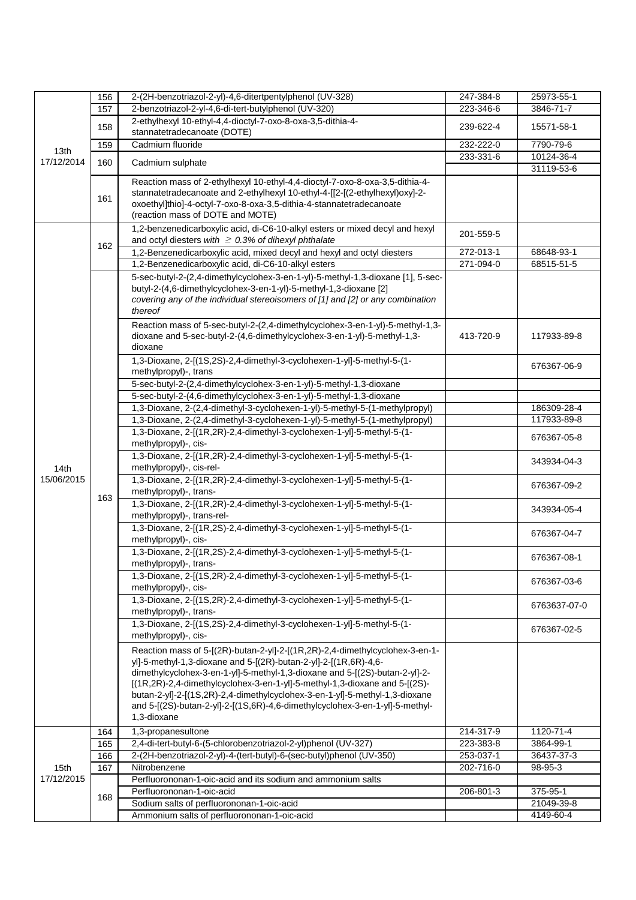| | | | | |
|---|---|---|---|---|
| 13th 17/12/2014 | 156 | 2-(2H-benzotriazol-2-yl)-4,6-ditertpentylphenol (UV-328) | 247-384-8 | 25973-55-1 |
| | 157 | 2-benzotriazol-2-yl-4,6-di-tert-butylphenol (UV-320) | 223-346-6 | 3846-71-7 |
| | 158 | 2-ethylhexyl 10-ethyl-4,4-dioctyl-7-oxo-8-oxa-3,5-dithia-4-stannatetradecanoate (DOTE) | 239-622-4 | 15571-58-1 |
| | 159 | Cadmium fluoride | 232-222-0 | 7790-79-6 |
| | 160 | Cadmium sulphate | 233-331-6 | 10124-36-4 |
| | | | | 31119-53-6 |
| | 161 | Reaction mass of 2-ethylhexyl 10-ethyl-4,4-dioctyl-7-oxo-8-oxa-3,5-dithia-4-stannatetradecanoate and 2-ethylhexyl 10-ethyl-4-[[2-[(2-ethylhexyl)oxy]-2-oxoethyl]thio]-4-octyl-7-oxo-8-oxa-3,5-dithia-4-stannatetradecanoate (reaction mass of DOTE and MOTE) | | |
| 14th 15/06/2015 | 162 | 1,2-benzenedicarboxylic acid, di-C6-10-alkyl esters or mixed decyl and hexyl and octyl diesters *with ≥ 0.3% of dihexyl phthalate* | 201-559-5 | |
| | | 1,2-Benzenedicarboxylic acid, mixed decyl and hexyl and octyl diesters | 272-013-1 | 68648-93-1 |
| | | 1,2-Benzenedicarboxylic acid, di-C6-10-alkyl esters | 271-094-0 | 68515-51-5 |
| | 163 | 5-sec-butyl-2-(2,4-dimethylcyclohex-3-en-1-yl)-5-methyl-1,3-dioxane [1], 5-sec-butyl-2-(4,6-dimethylcyclohex-3-en-1-yl)-5-methyl-1,3-dioxane [2] *covering any of the individual stereoisomers of [1] and [2] or any combination thereof* | | |
| | | Reaction mass of 5-sec-butyl-2-(2,4-dimethylcyclohex-3-en-1-yl)-5-methyl-1,3-dioxane and 5-sec-butyl-2-(4,6-dimethylcyclohex-3-en-1-yl)-5-methyl-1,3-dioxane | 413-720-9 | 117933-89-8 |
| | | 1,3-Dioxane, 2-[(1S,2S)-2,4-dimethyl-3-cyclohexen-1-yl]-5-methyl-5-(1-methylpropyl)-, trans | | 676367-06-9 |
| | | 5-sec-butyl-2-(2,4-dimethylcyclohex-3-en-1-yl)-5-methyl-1,3-dioxane | | |
| | | 5-sec-butyl-2-(4,6-dimethylcyclohex-3-en-1-yl)-5-methyl-1,3-dioxane | | |
| | | 1,3-Dioxane, 2-(2,4-dimethyl-3-cyclohexen-1-yl)-5-methyl-5-(1-methylpropyl) | | 186309-28-4 |
| | | 1,3-Dioxane, 2-(2,4-dimethyl-3-cyclohexen-1-yl)-5-methyl-5-(1-methylpropyl) | | 117933-89-8 |
| | | 1,3-Dioxane, 2-[(1R,2R)-2,4-dimethyl-3-cyclohexen-1-yl]-5-methyl-5-(1-methylpropyl)-, cis- | | 676367-05-8 |
| | | 1,3-Dioxane, 2-[(1R,2R)-2,4-dimethyl-3-cyclohexen-1-yl]-5-methyl-5-(1-methylpropyl)-, cis-rel- | | 343934-04-3 |
| | | 1,3-Dioxane, 2-[(1R,2R)-2,4-dimethyl-3-cyclohexen-1-yl]-5-methyl-5-(1-methylpropyl)-, trans- | | 676367-09-2 |
| | | 1,3-Dioxane, 2-[(1R,2R)-2,4-dimethyl-3-cyclohexen-1-yl]-5-methyl-5-(1-methylpropyl)-, trans-rel- | | 343934-05-4 |
| | | 1,3-Dioxane, 2-[(1R,2S)-2,4-dimethyl-3-cyclohexen-1-yl]-5-methyl-5-(1-methylpropyl)-, cis- | | 676367-04-7 |
| | | 1,3-Dioxane, 2-[(1R,2S)-2,4-dimethyl-3-cyclohexen-1-yl]-5-methyl-5-(1-methylpropyl)-, trans- | | 676367-08-1 |
| | | 1,3-Dioxane, 2-[(1S,2R)-2,4-dimethyl-3-cyclohexen-1-yl]-5-methyl-5-(1-methylpropyl)-, cis- | | 676367-03-6 |
| | | 1,3-Dioxane, 2-[(1S,2R)-2,4-dimethyl-3-cyclohexen-1-yl]-5-methyl-5-(1-methylpropyl)-, trans- | | 6763637-07-0 |
| | | 1,3-Dioxane, 2-[(1S,2S)-2,4-dimethyl-3-cyclohexen-1-yl]-5-methyl-5-(1-methylpropyl)-, cis- | | 676367-02-5 |
| | | Reaction mass of 5-[(2R)-butan-2-yl]-2-[(1R,2R)-2,4-dimethylcyclohex-3-en-1-yl]-5-methyl-1,3-dioxane and 5-[(2R)-butan-2-yl]-2-[(1R,6R)-4,6-dimethylcyclohex-3-en-1-yl]-5-methyl-1,3-dioxane and 5-[(2S)-butan-2-yl]-2-[(1R,2R)-2,4-dimethylcyclohex-3-en-1-yl]-5-methyl-1,3-dioxane and 5-[(2S)-butan-2-yl]-2-[(1S,2R)-2,4-dimethylcyclohex-3-en-1-yl]-5-methyl-1,3-dioxane and 5-[(2S)-butan-2-yl]-2-[(1S,6R)-4,6-dimethylcyclohex-3-en-1-yl]-5-methyl-1,3-dioxane | | |
| 15th 17/12/2015 | 164 | 1,3-propanesultone | 214-317-9 | 1120-71-4 |
| | 165 | 2,4-di-tert-butyl-6-(5-chlorobenzotriazol-2-yl)phenol (UV-327) | 223-383-8 | 3864-99-1 |
| | 166 | 2-(2H-benzotriazol-2-yl)-4-(tert-butyl)-6-(sec-butyl)phenol (UV-350) | 253-037-1 | 36437-37-3 |
| | 167 | Nitrobenzene | 202-716-0 | 98-95-3 |
| | 168 | Perfluorononan-1-oic-acid and its sodium and ammonium salts | | |
| | | Perfluorononan-1-oic-acid | 206-801-3 | 375-95-1 |
| | | Sodium salts of perfluorononan-1-oic-acid | | 21049-39-8 |
| | | Ammonium salts of perfluorononan-1-oic-acid | | 4149-60-4 |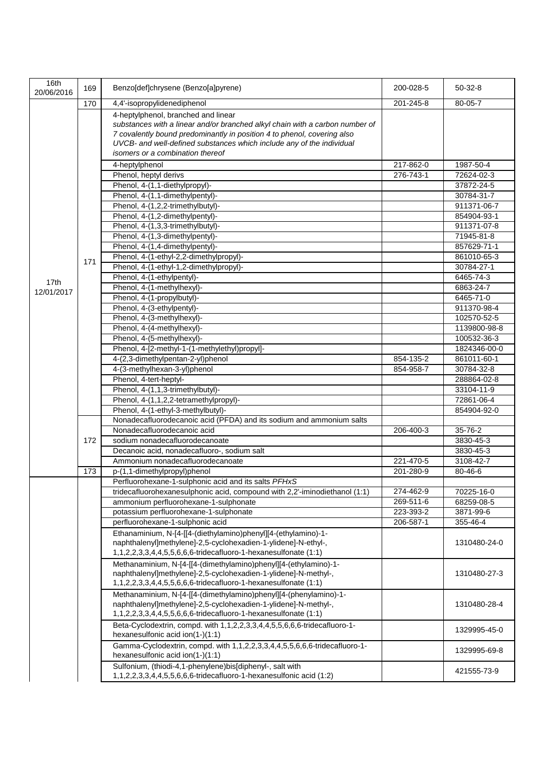| | | | | |
|---|---|---|---|---|
| 16th 20/06/2016 | 169 | Benzo[def]chrysene (Benzo[a]pyrene) | 200-028-5 | 50-32-8 |
| 17th 12/01/2017 | 170 | 4,4'-isopropylidenediphenol | 201-245-8 | 80-05-7 |
| | 171 | 4-heptylphenol, branched and linear<br>*substances with a linear and/or branched alkyl chain with a carbon number of 7 covalently bound predominantly in position 4 to phenol, covering also UVCB- and well-defined substances which include any of the individual isomers or a combination thereof* | | |
| | | 4-heptylphenol | 217-862-0 | 1987-50-4 |
| | | Phenol, heptyl derivs | 276-743-1 | 72624-02-3 |
| | | Phenol, 4-(1,1-diethylpropyl)- | | 37872-24-5 |
| | | Phenol, 4-(1,1-dimethylpentyl)- | | 30784-31-7 |
| | | Phenol, 4-(1,2,2-trimethylbutyl)- | | 911371-06-7 |
| | | Phenol, 4-(1,2-dimethylpentyl)- | | 854904-93-1 |
| | | Phenol, 4-(1,3,3-trimethylbutyl)- | | 911371-07-8 |
| | | Phenol, 4-(1,3-dimethylpentyl)- | | 71945-81-8 |
| | | Phenol, 4-(1,4-dimethylpentyl)- | | 857629-71-1 |
| | | Phenol, 4-(1-ethyl-2,2-dimethylpropyl)- | | 861010-65-3 |
| | | Phenol, 4-(1-ethyl-1,2-dimethylpropyl)- | | 30784-27-1 |
| | | Phenol, 4-(1-ethylpentyl)- | | 6465-74-3 |
| | | Phenol, 4-(1-methylhexyl)- | | 6863-24-7 |
| | | Phenol, 4-(1-propylbutyl)- | | 6465-71-0 |
| | | Phenol, 4-(3-ethylpentyl)- | | 911370-98-4 |
| | | Phenol, 4-(3-methylhexyl)- | | 102570-52-5 |
| | | Phenol, 4-(4-methylhexyl)- | | 1139800-98-8 |
| | | Phenol, 4-(5-methylhexyl)- | | 100532-36-3 |
| | | Phenol, 4-[2-methyl-1-(1-methylethyl)propyl]- | | 1824346-00-0 |
| | | 4-(2,3-dimethylpentan-2-yl)phenol | 854-135-2 | 861011-60-1 |
| | | 4-(3-methylhexan-3-yl)phenol | 854-958-7 | 30784-32-8 |
| | | Phenol, 4-tert-heptyl- | | 288864-02-8 |
| | | Phenol, 4-(1,1,3-trimethylbutyl)- | | 33104-11-9 |
| | | Phenol, 4-(1,1,2,2-tetramethylpropyl)- | | 72861-06-4 |
| | | Phenol, 4-(1-ethyl-3-methylbutyl)- | | 854904-92-0 |
| | 172 | Nonadecafluorodecanoic acid (PFDA) and its sodium and ammonium salts | | |
| | | Nonadecafluorodecanoic acid | 206-400-3 | 35-76-2 |
| | | sodium nonadecafluorodecanoate | | 3830-45-3 |
| | | Decanoic acid, nonadecafluoro-, sodium salt | | 3830-45-3 |
| | | Ammonium nonadecafluorodecanoate | 221-470-5 | 3108-42-7 |
| | 173 | p-(1,1-dimethylpropyl)phenol | 201-280-9 | 80-46-6 |
| | | Perfluorohexane-1-sulphonic acid and its salts *PFHxS* | | |
| | | tridecafluorohexanesulphonic acid, compound with 2,2'-iminodiethanol (1:1) | 274-462-9 | 70225-16-0 |
| | | ammonium perfluorohexane-1-sulphonate | 269-511-6 | 68259-08-5 |
| | | potassium perfluorohexane-1-sulphonate | 223-393-2 | 3871-99-6 |
| | | perfluorohexane-1-sulphonic acid | 206-587-1 | 355-46-4 |
| | | Ethanaminium, N-[4-[[4-(diethylamino)phenyl][4-(ethylamino)-1-naphthalenyl]methylene]-2,5-cyclohexadien-1-ylidene]-N-ethyl-, 1,1,2,2,3,3,4,4,5,5,6,6,6-tridecafluoro-1-hexanesulfonate (1:1) | | 1310480-24-0 |
| | | Methanaminium, N-[4-[[4-(dimethylamino)phenyl][4-(ethylamino)-1-naphthalenyl]methylene]-2,5-cyclohexadien-1-ylidene]-N-methyl-, 1,1,2,2,3,3,4,4,5,5,6,6,6-tridecafluoro-1-hexanesulfonate (1:1) | | 1310480-27-3 |
| | | Methanaminium, N-[4-[[4-(dimethylamino)phenyl][4-(phenylamino)-1-naphthalenyl]methylene]-2,5-cyclohexadien-1-ylidene]-N-methyl-, 1,1,2,2,3,3,4,4,5,5,6,6,6-tridecafluoro-1-hexanesulfonate (1:1) | | 1310480-28-4 |
| | | Beta-Cyclodextrin, compd. with 1,1,2,2,3,3,4,4,5,5,6,6,6-tridecafluoro-1-hexanesulfonic acid ion(1-)(1:1) | | 1329995-45-0 |
| | | Gamma-Cyclodextrin, compd. with 1,1,2,2,3,3,4,4,5,5,6,6,6-tridecafluoro-1-hexanesulfonic acid ion(1-)(1:1) | | 1329995-69-8 |
| | | Sulfonium, (thiodi-4,1-phenylene)bis[diphenyl-, salt with 1,1,2,2,3,3,4,4,5,5,6,6,6-tridecafluoro-1-hexanesulfonic acid (1:2) | | 421555-73-9 |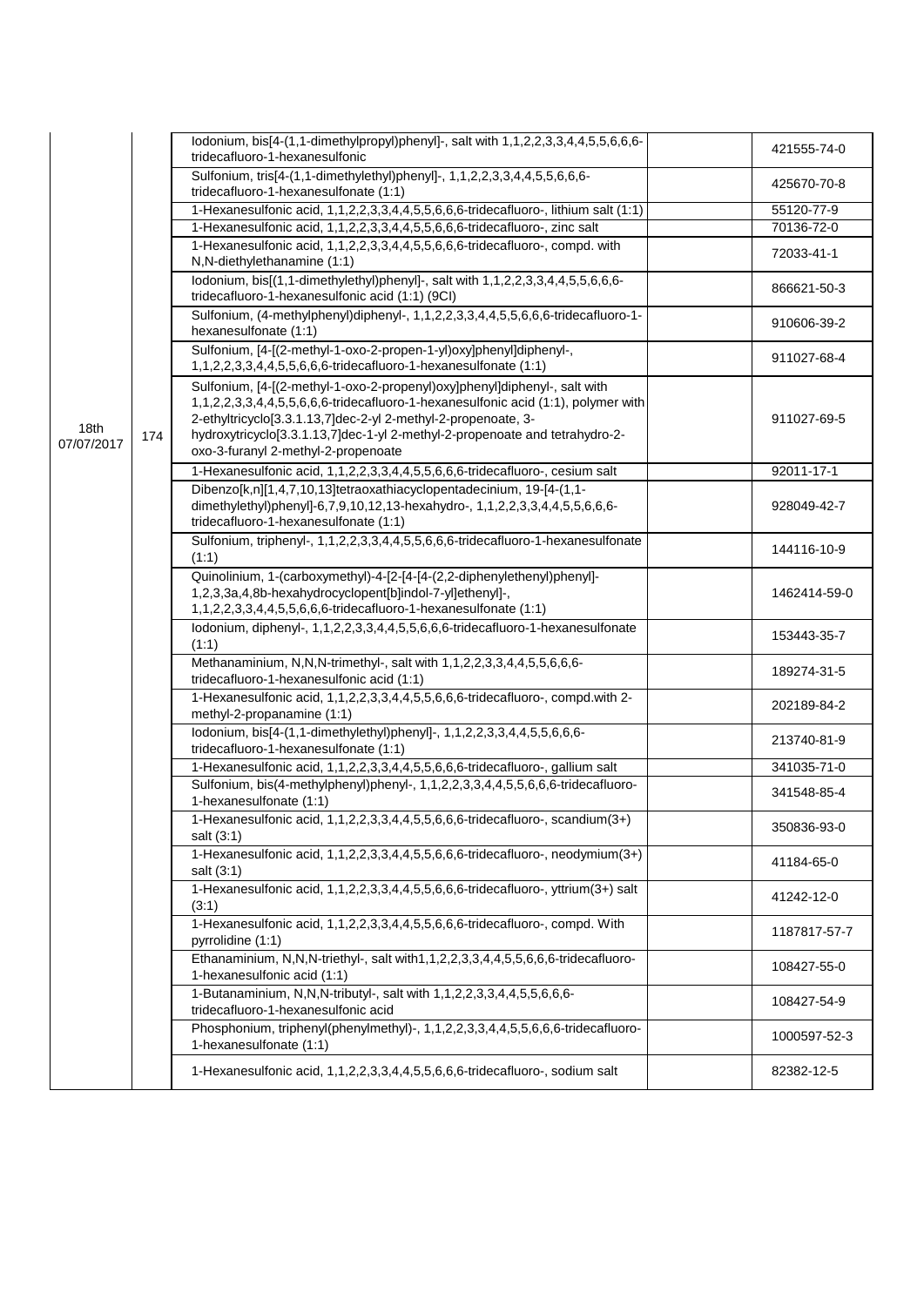| | | | | |
|---|---|---|---|---|
| 18th 07/07/2017 | 174 | Iodonium, bis[4-(1,1-dimethylpropyl)phenyl]-, salt with 1,1,2,2,3,3,4,4,5,5,6,6,6-tridecafluoro-1-hexanesulfonic | | 421555-74-0 |
| | | Sulfonium, tris[4-(1,1-dimethylethyl)phenyl]-, 1,1,2,2,3,3,4,4,5,5,6,6,6-tridecafluoro-1-hexanesulfonate (1:1) | | 425670-70-8 |
| | | 1-Hexanesulfonic acid, 1,1,2,2,3,3,4,4,5,5,6,6,6-tridecafluoro-, lithium salt (1:1) | | 55120-77-9 |
| | | 1-Hexanesulfonic acid, 1,1,2,2,3,3,4,4,5,5,6,6,6-tridecafluoro-, zinc salt | | 70136-72-0 |
| | | 1-Hexanesulfonic acid, 1,1,2,2,3,3,4,4,5,5,6,6,6-tridecafluoro-, compd. with N,N-diethylethanamine (1:1) | | 72033-41-1 |
| | | Iodonium, bis[(1,1-dimethylethyl)phenyl]-, salt with 1,1,2,2,3,3,4,4,5,5,6,6,6-tridecafluoro-1-hexanesulfonic acid (1:1) (9CI) | | 866621-50-3 |
| | | Sulfonium, (4-methylphenyl)diphenyl-, 1,1,2,2,3,3,4,4,5,5,6,6,6-tridecafluoro-1-hexanesulfonate (1:1) | | 910606-39-2 |
| | | Sulfonium, [4-[(2-methyl-1-oxo-2-propen-1-yl)oxy]phenyl]diphenyl-, 1,1,2,2,3,3,4,4,5,5,6,6,6-tridecafluoro-1-hexanesulfonate (1:1) | | 911027-68-4 |
| | | Sulfonium, [4-[(2-methyl-1-oxo-2-propenyl)oxy]phenyl]diphenyl-, salt with 1,1,2,2,3,3,4,4,5,5,6,6,6-tridecafluoro-1-hexanesulfonic acid (1:1), polymer with 2-ethyltricyclo[3.3.1.13,7]dec-2-yl 2-methyl-2-propenoate, 3-hydroxytricyclo[3.3.1.13,7]dec-1-yl 2-methyl-2-propenoate and tetrahydro-2-oxo-3-furanyl 2-methyl-2-propenoate | | 911027-69-5 |
| | | 1-Hexanesulfonic acid, 1,1,2,2,3,3,4,4,5,5,6,6,6-tridecafluoro-, cesium salt | | 92011-17-1 |
| | | Dibenzo[k,n][1,4,7,10,13]tetraoxathiacyclopentadecinium, 19-[4-(1,1-dimethylethyl)phenyl]-6,7,9,10,12,13-hexahydro-, 1,1,2,2,3,3,4,4,5,5,6,6,6-tridecafluoro-1-hexanesulfonate (1:1) | | 928049-42-7 |
| | | Sulfonium, triphenyl-, 1,1,2,2,3,3,4,4,5,5,6,6,6-tridecafluoro-1-hexanesulfonate (1:1) | | 144116-10-9 |
| | | Quinolinium, 1-(carboxymethyl)-4-[2-[4-[4-(2,2-diphenylethenyl)phenyl]-1,2,3,3a,4,8b-hexahydrocyclopent[b]indol-7-yl]ethenyl]-, 1,1,2,2,3,3,4,4,5,5,6,6,6-tridecafluoro-1-hexanesulfonate (1:1) | | 1462414-59-0 |
| | | Iodonium, diphenyl-, 1,1,2,2,3,3,4,4,5,5,6,6,6-tridecafluoro-1-hexanesulfonate (1:1) | | 153443-35-7 |
| | | Methanaminium, N,N,N-trimethyl-, salt with 1,1,2,2,3,3,4,4,5,5,6,6,6-tridecafluoro-1-hexanesulfonic acid (1:1) | | 189274-31-5 |
| | | 1-Hexanesulfonic acid, 1,1,2,2,3,3,4,4,5,5,6,6,6-tridecafluoro-, compd.with 2-methyl-2-propanamine (1:1) | | 202189-84-2 |
| | | Iodonium, bis[4-(1,1-dimethylethyl)phenyl]-, 1,1,2,2,3,3,4,4,5,5,6,6,6-tridecafluoro-1-hexanesulfonate (1:1) | | 213740-81-9 |
| | | 1-Hexanesulfonic acid, 1,1,2,2,3,3,4,4,5,5,6,6,6-tridecafluoro-, gallium salt | | 341035-71-0 |
| | | Sulfonium, bis(4-methylphenyl)phenyl-, 1,1,2,2,3,3,4,4,5,5,6,6,6-tridecafluoro-1-hexanesulfonate (1:1) | | 341548-85-4 |
| | | 1-Hexanesulfonic acid, 1,1,2,2,3,3,4,4,5,5,6,6,6-tridecafluoro-, scandium(3+) salt (3:1) | | 350836-93-0 |
| | | 1-Hexanesulfonic acid, 1,1,2,2,3,3,4,4,5,5,6,6,6-tridecafluoro-, neodymium(3+) salt (3:1) | | 41184-65-0 |
| | | 1-Hexanesulfonic acid, 1,1,2,2,3,3,4,4,5,5,6,6,6-tridecafluoro-, yttrium(3+) salt (3:1) | | 41242-12-0 |
| | | 1-Hexanesulfonic acid, 1,1,2,2,3,3,4,4,5,5,6,6,6-tridecafluoro-, compd. With pyrrolidine (1:1) | | 1187817-57-7 |
| | | Ethanaminium, N,N,N-triethyl-, salt with1,1,2,2,3,3,4,4,5,5,6,6,6-tridecafluoro-1-hexanesulfonic acid (1:1) | | 108427-55-0 |
| | | 1-Butanaminium, N,N,N-tributyl-, salt with 1,1,2,2,3,3,4,4,5,5,6,6,6-tridecafluoro-1-hexanesulfonic acid | | 108427-54-9 |
| | | Phosphonium, triphenyl(phenylmethyl)-, 1,1,2,2,3,3,4,4,5,5,6,6,6-tridecafluoro-1-hexanesulfonate (1:1) | | 1000597-52-3 |
| | | 1-Hexanesulfonic acid, 1,1,2,2,3,3,4,4,5,5,6,6,6-tridecafluoro-, sodium salt | | 82382-12-5 |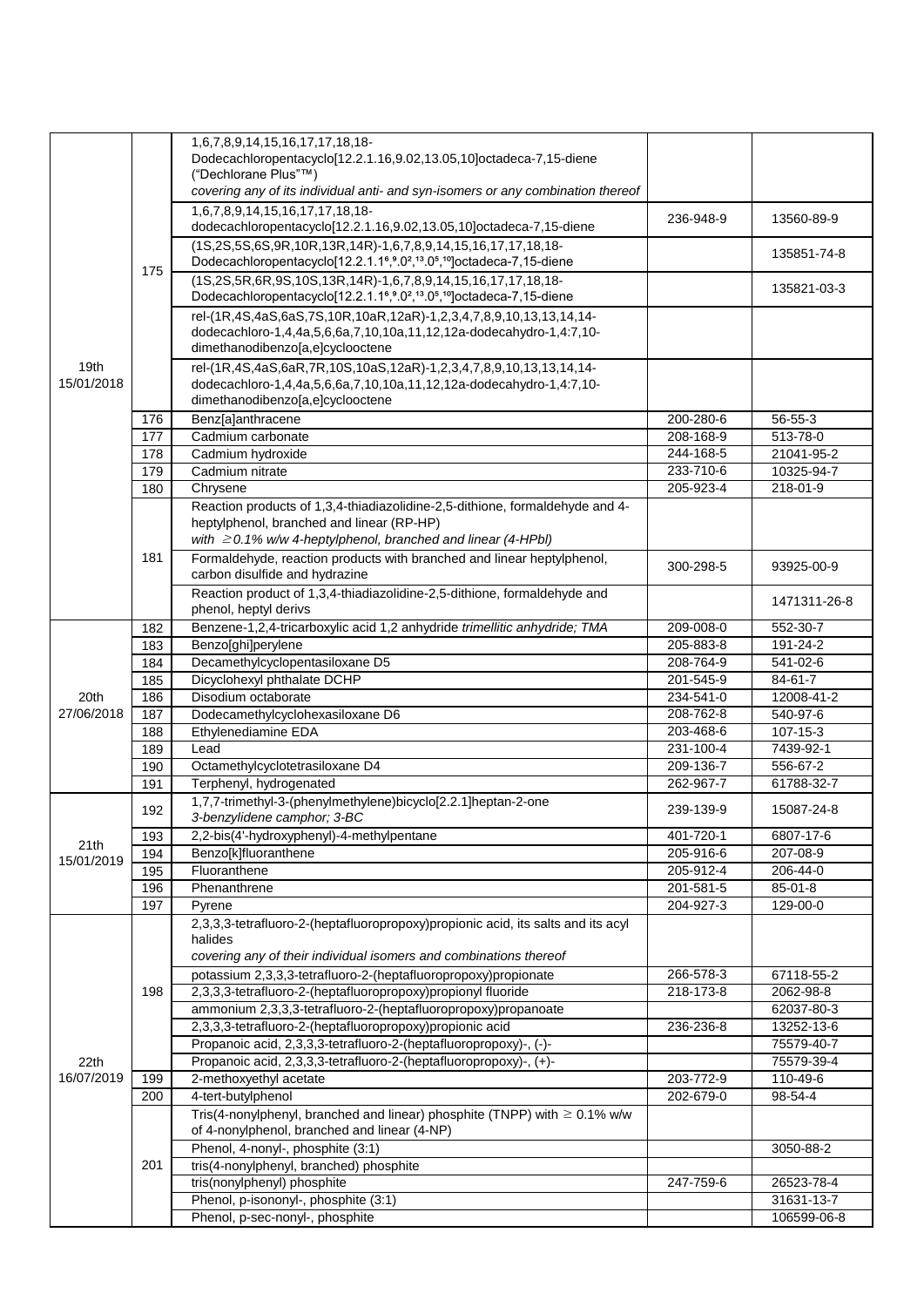| | | | | |
|---|---|---|---|---|
| 19th 15/01/2018 | 175 | 1,6,7,8,9,14,15,16,17,17,18,18-Dodecachloropentacyclo[12.2.1.16,9.02,13.05,10]octadeca-7,15-diene ("Dechlorane Plus"™) *covering any of its individual anti- and syn-isomers or any combination thereof* | | |
| | | 1,6,7,8,9,14,15,16,17,17,18,18-dodecachloropentacyclo[12.2.1.16,9.02,13.05,10]octadeca-7,15-diene | 236-948-9 | 13560-89-9 |
| | | (1S,2S,5S,6S,9R,10R,13R,14R)-1,6,7,8,9,14,15,16,17,17,18,18-Dodecachloropentacyclo[12.2.1.1⁶,⁹.0²,¹³.0⁵,¹⁰]octadeca-7,15-diene | | 135851-74-8 |
| | | (1S,2S,5R,6R,9S,10S,13R,14R)-1,6,7,8,9,14,15,16,17,17,18,18-Dodecachloropentacyclo[12.2.1.1⁶,⁹.0²,¹³.0⁵,¹⁰]octadeca-7,15-diene | | 135821-03-3 |
| | | rel-(1R,4S,4aS,6aS,7S,10R,10aR,12aR)-1,2,3,4,7,8,9,10,13,13,14,14-dodecachloro-1,4,4a,5,6,6a,7,10,10a,11,12,12a-dodecahydro-1,4:7,10-dimethanodibenzo[a,e]cyclooctene | | |
| | | rel-(1R,4S,4aS,6aR,7R,10S,10aS,12aR)-1,2,3,4,7,8,9,10,13,13,14,14-dodecachloro-1,4,4a,5,6,6a,7,10,10a,11,12,12a-dodecahydro-1,4:7,10-dimethanodibenzo[a,e]cyclooctene | | |
| | 176 | Benz[a]anthracene | 200-280-6 | 56-55-3 |
| | 177 | Cadmium carbonate | 208-168-9 | 513-78-0 |
| | 178 | Cadmium hydroxide | 244-168-5 | 21041-95-2 |
| | 179 | Cadmium nitrate | 233-710-6 | 10325-94-7 |
| | 180 | Chrysene | 205-923-4 | 218-01-9 |
| | 181 | Reaction products of 1,3,4-thiadiazolidine-2,5-dithione, formaldehyde and 4-heptylphenol, branched and linear (RP-HP) *with ≥0.1% w/w 4-heptylphenol, branched and linear (4-HPbl)* | | |
| | | Formaldehyde, reaction products with branched and linear heptylphenol, carbon disulfide and hydrazine | 300-298-5 | 93925-00-9 |
| | | Reaction product of 1,3,4-thiadiazolidine-2,5-dithione, formaldehyde and phenol, heptyl derivs | | 1471311-26-8 |
| 20th 27/06/2018 | 182 | Benzene-1,2,4-tricarboxylic acid 1,2 anhydride *trimellitic anhydride; TMA* | 209-008-0 | 552-30-7 |
| | 183 | Benzo[ghi]perylene | 205-883-8 | 191-24-2 |
| | 184 | Decamethylcyclopentasiloxane D5 | 208-764-9 | 541-02-6 |
| | 185 | Dicyclohexyl phthalate DCHP | 201-545-9 | 84-61-7 |
| | 186 | Disodium octaborate | 234-541-0 | 12008-41-2 |
| | 187 | Dodecamethylcyclohexasiloxane D6 | 208-762-8 | 540-97-6 |
| | 188 | Ethylenediamine EDA | 203-468-6 | 107-15-3 |
| | 189 | Lead | 231-100-4 | 7439-92-1 |
| | 190 | Octamethylcyclotetrasiloxane D4 | 209-136-7 | 556-67-2 |
| | 191 | Terphenyl, hydrogenated | 262-967-7 | 61788-32-7 |
| 21th 15/01/2019 | 192 | 1,7,7-trimethyl-3-(phenylmethylene)bicyclo[2.2.1]heptan-2-one *3-benzylidene camphor; 3-BC* | 239-139-9 | 15087-24-8 |
| | 193 | 2,2-bis(4'-hydroxyphenyl)-4-methylpentane | 401-720-1 | 6807-17-6 |
| | 194 | Benzo[k]fluoranthene | 205-916-6 | 207-08-9 |
| | 195 | Fluoranthene | 205-912-4 | 206-44-0 |
| | 196 | Phenanthrene | 201-581-5 | 85-01-8 |
| | 197 | Pyrene | 204-927-3 | 129-00-0 |
| 22th 16/07/2019 | 198 | 2,3,3,3-tetrafluoro-2-(heptafluoropropoxy)propionic acid, its salts and its acyl halides *covering any of their individual isomers and combinations thereof* | | |
| | | potassium 2,3,3,3-tetrafluoro-2-(heptafluoropropoxy)propionate | 266-578-3 | 67118-55-2 |
| | | 2,3,3,3-tetrafluoro-2-(heptafluoropropoxy)propionyl fluoride | 218-173-8 | 2062-98-8 |
| | | ammonium 2,3,3,3-tetrafluoro-2-(heptafluoropropoxy)propanoate | | 62037-80-3 |
| | | 2,3,3,3-tetrafluoro-2-(heptafluoropropoxy)propionic acid | 236-236-8 | 13252-13-6 |
| | | Propanoic acid, 2,3,3,3-tetrafluoro-2-(heptafluoropropoxy)-, (-)- | | 75579-40-7 |
| | | Propanoic acid, 2,3,3,3-tetrafluoro-2-(heptafluoropropoxy)-, (+)- | | 75579-39-4 |
| | 199 | 2-methoxyethyl acetate | 203-772-9 | 110-49-6 |
| | 200 | 4-tert-butylphenol | 202-679-0 | 98-54-4 |
| | 201 | Tris(4-nonylphenyl, branched and linear) phosphite (TNPP) with ≥ 0.1% w/w of 4-nonylphenol, branched and linear (4-NP) | | |
| | | Phenol, 4-nonyl-, phosphite (3:1) | | 3050-88-2 |
| | | tris(4-nonylphenyl, branched) phosphite | | |
| | | tris(nonylphenyl) phosphite | 247-759-6 | 26523-78-4 |
| | | Phenol, p-isononyl-, phosphite (3:1) | | 31631-13-7 |
| | | Phenol, p-sec-nonyl-, phosphite | | 106599-06-8 |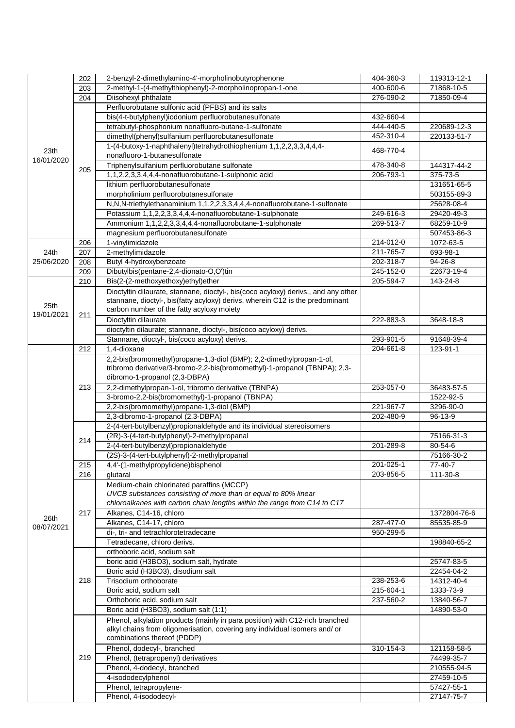| | | | | |
|---|---|---|---|---|
| 23th 16/01/2020 | 202 | 2-benzyl-2-dimethylamino-4'-morpholinobutyrophenone | 404-360-3 | 119313-12-1 |
| | 203 | 2-methyl-1-(4-methylthiophenyl)-2-morpholinopropan-1-one | 400-600-6 | 71868-10-5 |
| | 204 | Diisohexyl phthalate | 276-090-2 | 71850-09-4 |
| | 205 | Perfluorobutane sulfonic acid (PFBS) and its salts | | |
| | | bis(4-t-butylphenyl)iodonium perfluorobutanesulfonate | 432-660-4 | |
| | | tetrabutyl-phosphonium nonafluoro-butane-1-sulfonate | 444-440-5 | 220689-12-3 |
| | | dimethyl(phenyl)sulfanium perfluorobutanesulfonate | 452-310-4 | 220133-51-7 |
| | | 1-(4-butoxy-1-naphthalenyl)tetrahydrothiophenium 1,1,2,2,3,3,4,4,4-nonafluoro-1-butanesulfonate | 468-770-4 | |
| | | Triphenylsulfanium perfluorobutane sulfonate | 478-340-8 | 144317-44-2 |
| | | 1,1,2,2,3,3,4,4,4-nonafluorobutane-1-sulphonic acid | 206-793-1 | 375-73-5 |
| | | lithium perfluorobutanesulfonate | | 131651-65-5 |
| | | morpholinium perfluorobutanesulfonate | | 503155-89-3 |
| | | N,N,N-triethylethanaminium 1,1,2,2,3,3,4,4,4-nonafluorobutane-1-sulfonate | | 25628-08-4 |
| | | Potassium 1,1,2,2,3,3,4,4,4-nonafluorobutane-1-sulphonate | 249-616-3 | 29420-49-3 |
| | | Ammonium 1,1,2,2,3,3,4,4,4-nonafluorobutane-1-sulphonate | 269-513-7 | 68259-10-9 |
| | | magnesium perfluorobutanesulfonate | | 507453-86-3 |
| 24th 25/06/2020 | 206 | 1-vinylimidazole | 214-012-0 | 1072-63-5 |
| | 207 | 2-methylimidazole | 211-765-7 | 693-98-1 |
| | 208 | Butyl 4-hydroxybenzoate | 202-318-7 | 94-26-8 |
| | 209 | Dibutylbis(pentane-2,4-dionato-O,O')tin | 245-152-0 | 22673-19-4 |
| 25th 19/01/2021 | 210 | Bis(2-(2-methoxyethoxy)ethyl)ether | 205-594-7 | 143-24-8 |
| | 211 | Dioctyltin dilaurate, stannane, dioctyl-, bis(coco acyloxy) derivs., and any other stannane, dioctyl-, bis(fatty acyloxy) derivs. wherein C12 is the predominant carbon number of the fatty acyloxy moiety | | |
| | | Dioctyltin dilaurate | 222-883-3 | 3648-18-8 |
| | | dioctyltin dilaurate; stannane, dioctyl-, bis(coco acyloxy) derivs. | | |
| | | Stannane, dioctyl-, bis(coco acyloxy) derivs. | 293-901-5 | 91648-39-4 |
| 26th 08/07/2021 | 212 | 1,4-dioxane | 204-661-8 | 123-91-1 |
| | 213 | 2,2-bis(bromomethyl)propane-1,3-diol (BMP); 2,2-dimethylpropan-1-ol, tribromo derivative/3-bromo-2,2-bis(bromomethyl)-1-propanol (TBNPA); 2,3-dibromo-1-propanol (2,3-DBPA) | | |
| | | 2,2-dimethylpropan-1-ol, tribromo derivative (TBNPA) | 253-057-0 | 36483-57-5 |
| | | 3-bromo-2,2-bis(bromomethyl)-1-propanol (TBNPA) | | 1522-92-5 |
| | | 2,2-bis(bromomethyl)propane-1,3-diol (BMP) | 221-967-7 | 3296-90-0 |
| | | 2,3-dibromo-1-propanol (2,3-DBPA) | 202-480-9 | 96-13-9 |
| | 214 | 2-(4-tert-butylbenzyl)propionaldehyde and its individual stereoisomers | | |
| | | (2R)-3-(4-tert-butylphenyl)-2-methylpropanal | | 75166-31-3 |
| | | 2-(4-tert-butylbenzyl)propionaldehyde | 201-289-8 | 80-54-6 |
| | | (2S)-3-(4-tert-butylphenyl)-2-methylpropanal | | 75166-30-2 |
| | 215 | 4,4'-(1-methylpropylidene)bisphenol | 201-025-1 | 77-40-7 |
| | 216 | glutaral | 203-856-5 | 111-30-8 |
| | 217 | Medium-chain chlorinated paraffins (MCCP) *UVCB substances consisting of more than or equal to 80% linear chloroalkanes with carbon chain lengths within the range from C14 to C17* | | |
| | | Alkanes, C14-16, chloro | | 1372804-76-6 |
| | | Alkanes, C14-17, chloro | 287-477-0 | 85535-85-9 |
| | | di-, tri- and tetrachlorotetradecane | 950-299-5 | |
| | | Tetradecane, chloro derivs. | | 198840-65-2 |
| | 218 | orthoboric acid, sodium salt | | |
| | | boric acid (H3BO3), sodium salt, hydrate | | 25747-83-5 |
| | | Boric acid (H3BO3), disodium salt | | 22454-04-2 |
| | | Trisodium orthoborate | 238-253-6 | 14312-40-4 |
| | | Boric acid, sodium salt | 215-604-1 | 1333-73-9 |
| | | Orthoboric acid, sodium salt | 237-560-2 | 13840-56-7 |
| | | Boric acid (H3BO3), sodium salt (1:1) | | 14890-53-0 |
| | 219 | Phenol, alkylation products (mainly in para position) with C12-rich branched alkyl chains from oligomerisation, covering any individual isomers and/ or combinations thereof (PDDP) | | |
| | | Phenol, dodecyl-, branched | 310-154-3 | 121158-58-5 |
| | | Phenol, (tetrapropenyl) derivatives | | 74499-35-7 |
| | | Phenol, 4-dodecyl, branched | | 210555-94-5 |
| | | 4-isododecylphenol | | 27459-10-5 |
| | | Phenol, tetrapropylene- | | 57427-55-1 |
| | | Phenol, 4-isododecyl- | | 27147-75-7 |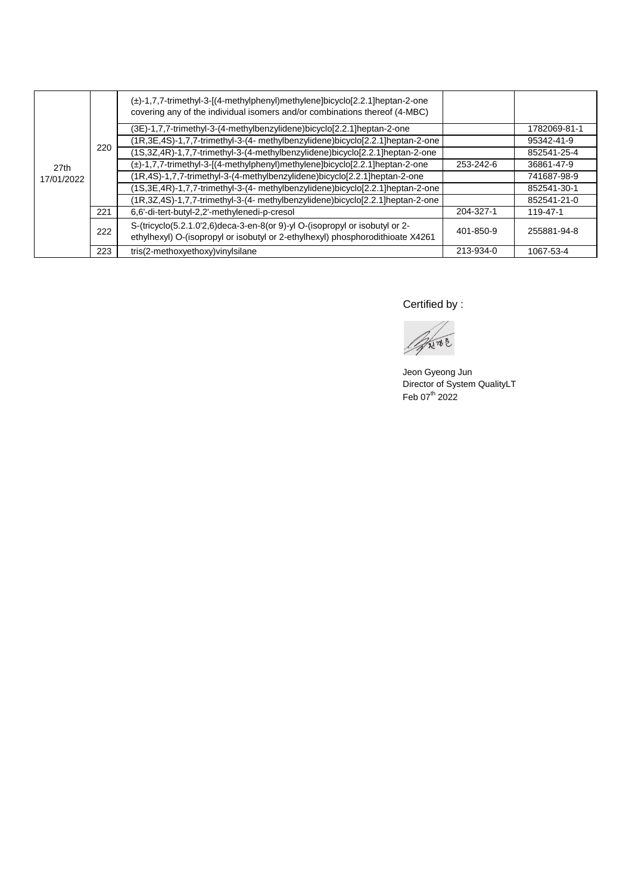| | | | | |
|---|---|---|---|---|
| 27th 17/01/2022 | 220 | (±)-1,7,7-trimethyl-3-[(4-methylphenyl)methylene]bicyclo[2.2.1]heptan-2-one covering any of the individual isomers and/or combinations thereof (4-MBC) | | |
| | | (3E)-1,7,7-trimethyl-3-(4-methylbenzylidene)bicyclo[2.2.1]heptan-2-one | | 1782069-81-1 |
| | | (1R,3E,4S)-1,7,7-trimethyl-3-(4- methylbenzylidene)bicyclo[2.2.1]heptan-2-one | | 95342-41-9 |
| | | (1S,3Z,4R)-1,7,7-trimethyl-3-(4-methylbenzylidene)bicyclo[2.2.1]heptan-2-one | | 852541-25-4 |
| | | (±)-1,7,7-trimethyl-3-[(4-methylphenyl)methylene]bicyclo[2.2.1]heptan-2-one | 253-242-6 | 36861-47-9 |
| | | (1R,4S)-1,7,7-trimethyl-3-(4-methylbenzylidene)bicyclo[2.2.1]heptan-2-one | | 741687-98-9 |
| | | (1S,3E,4R)-1,7,7-trimethyl-3-(4- methylbenzylidene)bicyclo[2.2.1]heptan-2-one | | 852541-30-1 |
| | | (1R,3Z,4S)-1,7,7-trimethyl-3-(4- methylbenzylidene)bicyclo[2.2.1]heptan-2-one | | 852541-21-0 |
| | 221 | 6,6'-di-tert-butyl-2,2'-methylenedi-p-cresol | 204-327-1 | 119-47-1 |
| | 222 | S-(tricyclo(5.2.1.0'2,6)deca-3-en-8(or 9)-yl O-(isopropyl or isobutyl or 2-ethylhexyl) O-(isopropyl or isobutyl or 2-ethylhexyl) phosphorodithioate X4261 | 401-850-9 | 255881-94-8 |
| | 223 | tris(2-methoxyethoxy)vinylsilane | 213-934-0 | 1067-53-4 |

Certified by :

Jeon Gyeong Jun
Director of System QualityLT
Feb 07th 2022